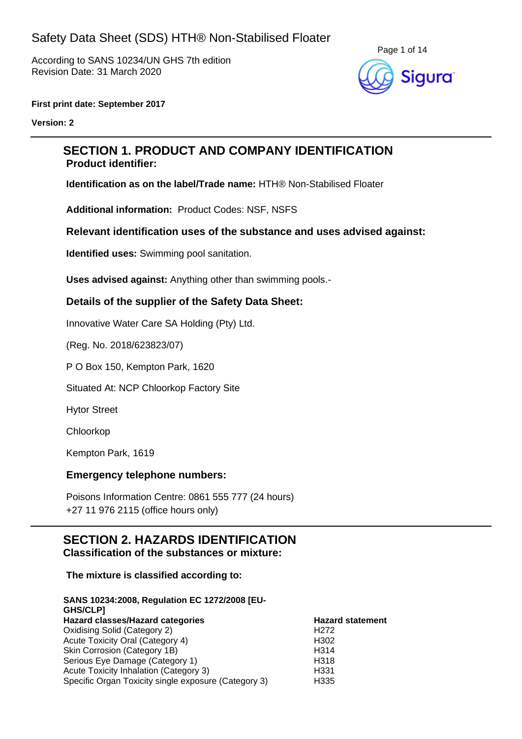# Safety Data Sheet (SDS) HTH® Non-Stabilised Floater

According to SANS 10234/UN GHS 7th edition
Revision Date: 31 March 2020

Sigura

**First print date: September 2017**

**Version: 2**

## SECTION 1. PRODUCT AND COMPANY IDENTIFICATION

### Product identifier:

**Identification as on the label/Trade name:** HTH® Non-Stabilised Floater

**Additional information:** Product Codes: NSF, NSFS

### Relevant identification uses of the substance and uses advised against:

**Identified uses:** Swimming pool sanitation.

**Uses advised against:** Anything other than swimming pools.-

### Details of the supplier of the Safety Data Sheet:

Innovative Water Care SA Holding (Pty) Ltd.

(Reg. No. 2018/623823/07)

P O Box 150, Kempton Park, 1620

Situated At: NCP Chloorkop Factory Site

Hytor Street

Chloorkop

Kempton Park, 1619

### Emergency telephone numbers:

Poisons Information Centre: 0861 555 777 (24 hours)
+27 11 976 2115 (office hours only)

## SECTION 2. HAZARDS IDENTIFICATION

### Classification of the substances or mixture:

**The mixture is classified according to:**

**SANS 10234:2008, Regulation EC 1272/2008 [EU-GHS/CLP]**

| **Hazard classes/Hazard categories** | **Hazard statement** |
|---|---|
| Oxidising Solid (Category 2) | H272 |
| Acute Toxicity Oral (Category 4) | H302 |
| Skin Corrosion (Category 1B) | H314 |
| Serious Eye Damage (Category 1) | H318 |
| Acute Toxicity Inhalation (Category 3) | H331 |
| Specific Organ Toxicity single exposure (Category 3) | H335 |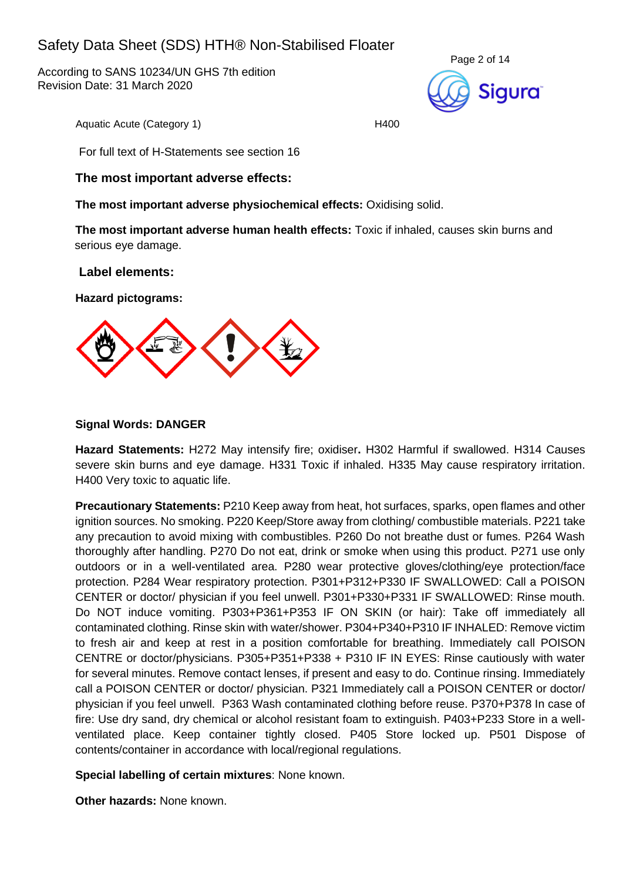Aquatic Acute (Category 1) H400

For full text of H-Statements see section 16

**The most important adverse effects:**

**The most important adverse physiochemical effects:** Oxidising solid.

**The most important adverse human health effects:** Toxic if inhaled, causes skin burns and serious eye damage.

**Label elements:**

**Hazard pictograms:**

**Signal Words: DANGER**

**Hazard Statements:** H272 May intensify fire; oxidiser**.** H302 Harmful if swallowed. H314 Causes severe skin burns and eye damage. H331 Toxic if inhaled. H335 May cause respiratory irritation. H400 Very toxic to aquatic life.

**Precautionary Statements:** P210 Keep away from heat, hot surfaces, sparks, open flames and other ignition sources. No smoking. P220 Keep/Store away from clothing/ combustible materials. P221 take any precaution to avoid mixing with combustibles. P260 Do not breathe dust or fumes. P264 Wash thoroughly after handling. P270 Do not eat, drink or smoke when using this product. P271 use only outdoors or in a well-ventilated area. P280 wear protective gloves/clothing/eye protection/face protection. P284 Wear respiratory protection. P301+P312+P330 IF SWALLOWED: Call a POISON CENTER or doctor/ physician if you feel unwell. P301+P330+P331 IF SWALLOWED: Rinse mouth. Do NOT induce vomiting. P303+P361+P353 IF ON SKIN (or hair): Take off immediately all contaminated clothing. Rinse skin with water/shower. P304+P340+P310 IF INHALED: Remove victim to fresh air and keep at rest in a position comfortable for breathing. Immediately call POISON CENTRE or doctor/physicians. P305+P351+P338 + P310 IF IN EYES: Rinse cautiously with water for several minutes. Remove contact lenses, if present and easy to do. Continue rinsing. Immediately call a POISON CENTER or doctor/ physician. P321 Immediately call a POISON CENTER or doctor/ physician if you feel unwell. P363 Wash contaminated clothing before reuse. P370+P378 In case of fire: Use dry sand, dry chemical or alcohol resistant foam to extinguish. P403+P233 Store in a well-ventilated place. Keep container tightly closed. P405 Store locked up. P501 Dispose of contents/container in accordance with local/regional regulations.

**Special labelling of certain mixtures**: None known.

**Other hazards:** None known.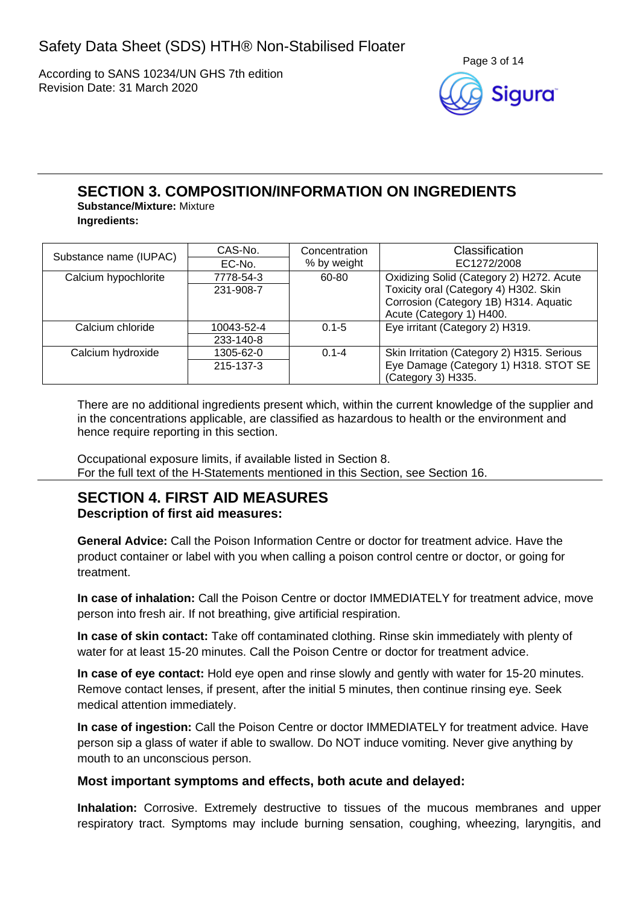## SECTION 3. COMPOSITION/INFORMATION ON INGREDIENTS

**Substance/Mixture:** Mixture

**Ingredients:**

| Substance name (IUPAC) | CAS-No. / EC-No. | Concentration % by weight | Classification EC1272/2008 |
|---|---|---|---|
| Calcium hypochlorite | 7778-54-3 / 231-908-7 | 60-80 | Oxidizing Solid (Category 2) H272. Acute Toxicity oral (Category 4) H302. Skin Corrosion (Category 1B) H314. Aquatic Acute (Category 1) H400. |
| Calcium chloride | 10043-52-4 / 233-140-8 | 0.1-5 | Eye irritant (Category 2) H319. |
| Calcium hydroxide | 1305-62-0 / 215-137-3 | 0.1-4 | Skin Irritation (Category 2) H315. Serious Eye Damage (Category 1) H318. STOT SE (Category 3) H335. |

There are no additional ingredients present which, within the current knowledge of the supplier and in the concentrations applicable, are classified as hazardous to health or the environment and hence require reporting in this section.

Occupational exposure limits, if available listed in Section 8.
For the full text of the H-Statements mentioned in this Section, see Section 16.

## SECTION 4. FIRST AID MEASURES

### Description of first aid measures:

**General Advice:** Call the Poison Information Centre or doctor for treatment advice. Have the product container or label with you when calling a poison control centre or doctor, or going for treatment.

**In case of inhalation:** Call the Poison Centre or doctor IMMEDIATELY for treatment advice, move person into fresh air. If not breathing, give artificial respiration.

**In case of skin contact:** Take off contaminated clothing. Rinse skin immediately with plenty of water for at least 15-20 minutes. Call the Poison Centre or doctor for treatment advice.

**In case of eye contact:** Hold eye open and rinse slowly and gently with water for 15-20 minutes. Remove contact lenses, if present, after the initial 5 minutes, then continue rinsing eye. Seek medical attention immediately.

**In case of ingestion:** Call the Poison Centre or doctor IMMEDIATELY for treatment advice. Have person sip a glass of water if able to swallow. Do NOT induce vomiting. Never give anything by mouth to an unconscious person.

### Most important symptoms and effects, both acute and delayed:

**Inhalation:** Corrosive. Extremely destructive to tissues of the mucous membranes and upper respiratory tract. Symptoms may include burning sensation, coughing, wheezing, laryngitis, and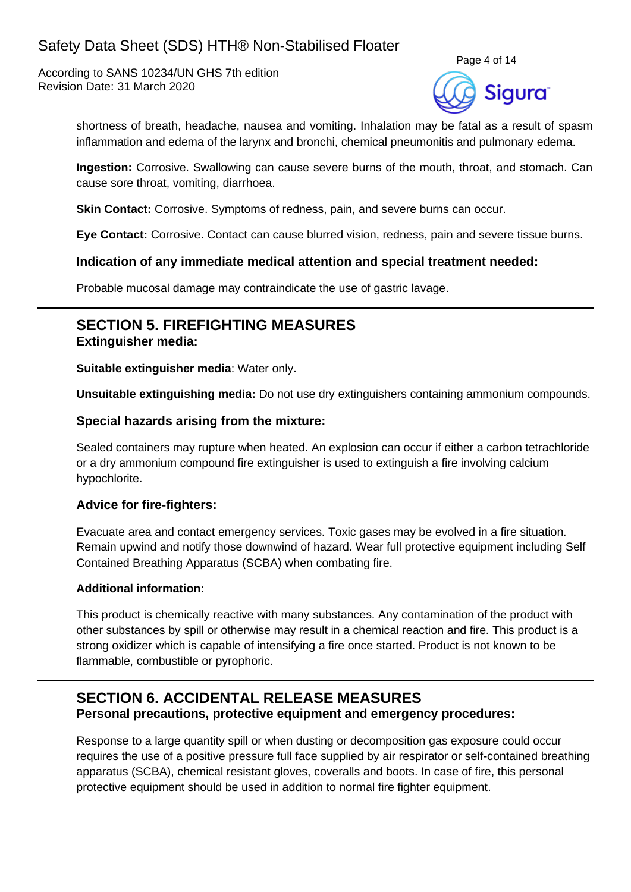shortness of breath, headache, nausea and vomiting. Inhalation may be fatal as a result of spasm inflammation and edema of the larynx and bronchi, chemical pneumonitis and pulmonary edema.

**Ingestion:** Corrosive. Swallowing can cause severe burns of the mouth, throat, and stomach. Can cause sore throat, vomiting, diarrhoea.

**Skin Contact:** Corrosive. Symptoms of redness, pain, and severe burns can occur.

**Eye Contact:** Corrosive. Contact can cause blurred vision, redness, pain and severe tissue burns.

### Indication of any immediate medical attention and special treatment needed:

Probable mucosal damage may contraindicate the use of gastric lavage.

## SECTION 5. FIREFIGHTING MEASURES

### Extinguisher media:

**Suitable extinguisher media**: Water only.

**Unsuitable extinguishing media:** Do not use dry extinguishers containing ammonium compounds.

### Special hazards arising from the mixture:

Sealed containers may rupture when heated. An explosion can occur if either a carbon tetrachloride or a dry ammonium compound fire extinguisher is used to extinguish a fire involving calcium hypochlorite.

### Advice for fire-fighters:

Evacuate area and contact emergency services. Toxic gases may be evolved in a fire situation. Remain upwind and notify those downwind of hazard. Wear full protective equipment including Self Contained Breathing Apparatus (SCBA) when combating fire.

**Additional information:**

This product is chemically reactive with many substances. Any contamination of the product with other substances by spill or otherwise may result in a chemical reaction and fire. This product is a strong oxidizer which is capable of intensifying a fire once started. Product is not known to be flammable, combustible or pyrophoric.

## SECTION 6. ACCIDENTAL RELEASE MEASURES

### Personal precautions, protective equipment and emergency procedures:

Response to a large quantity spill or when dusting or decomposition gas exposure could occur requires the use of a positive pressure full face supplied by air respirator or self-contained breathing apparatus (SCBA), chemical resistant gloves, coveralls and boots. In case of fire, this personal protective equipment should be used in addition to normal fire fighter equipment.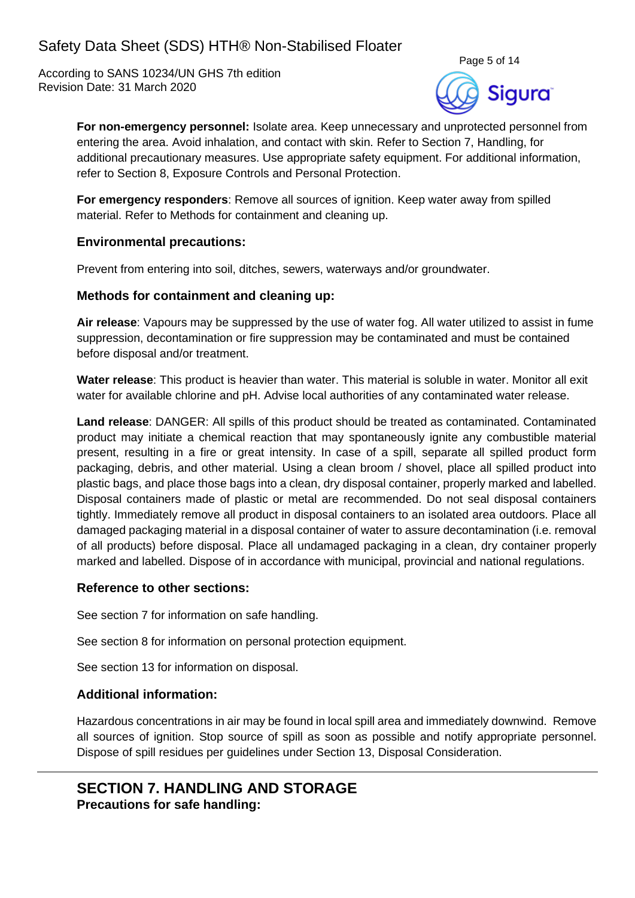**For non-emergency personnel:** Isolate area. Keep unnecessary and unprotected personnel from entering the area. Avoid inhalation, and contact with skin. Refer to Section 7, Handling, for additional precautionary measures. Use appropriate safety equipment. For additional information, refer to Section 8, Exposure Controls and Personal Protection.

**For emergency responders**: Remove all sources of ignition. Keep water away from spilled material. Refer to Methods for containment and cleaning up.

### Environmental precautions:

Prevent from entering into soil, ditches, sewers, waterways and/or groundwater.

### Methods for containment and cleaning up:

**Air release**: Vapours may be suppressed by the use of water fog. All water utilized to assist in fume suppression, decontamination or fire suppression may be contaminated and must be contained before disposal and/or treatment.

**Water release**: This product is heavier than water. This material is soluble in water. Monitor all exit water for available chlorine and pH. Advise local authorities of any contaminated water release.

**Land release**: DANGER: All spills of this product should be treated as contaminated. Contaminated product may initiate a chemical reaction that may spontaneously ignite any combustible material present, resulting in a fire or great intensity. In case of a spill, separate all spilled product form packaging, debris, and other material. Using a clean broom / shovel, place all spilled product into plastic bags, and place those bags into a clean, dry disposal container, properly marked and labelled. Disposal containers made of plastic or metal are recommended. Do not seal disposal containers tightly. Immediately remove all product in disposal containers to an isolated area outdoors. Place all damaged packaging material in a disposal container of water to assure decontamination (i.e. removal of all products) before disposal. Place all undamaged packaging in a clean, dry container properly marked and labelled. Dispose of in accordance with municipal, provincial and national regulations.

### Reference to other sections:

See section 7 for information on safe handling.

See section 8 for information on personal protection equipment.

See section 13 for information on disposal.

### Additional information:

Hazardous concentrations in air may be found in local spill area and immediately downwind. Remove all sources of ignition. Stop source of spill as soon as possible and notify appropriate personnel. Dispose of spill residues per guidelines under Section 13, Disposal Consideration.

## SECTION 7. HANDLING AND STORAGE

### Precautions for safe handling: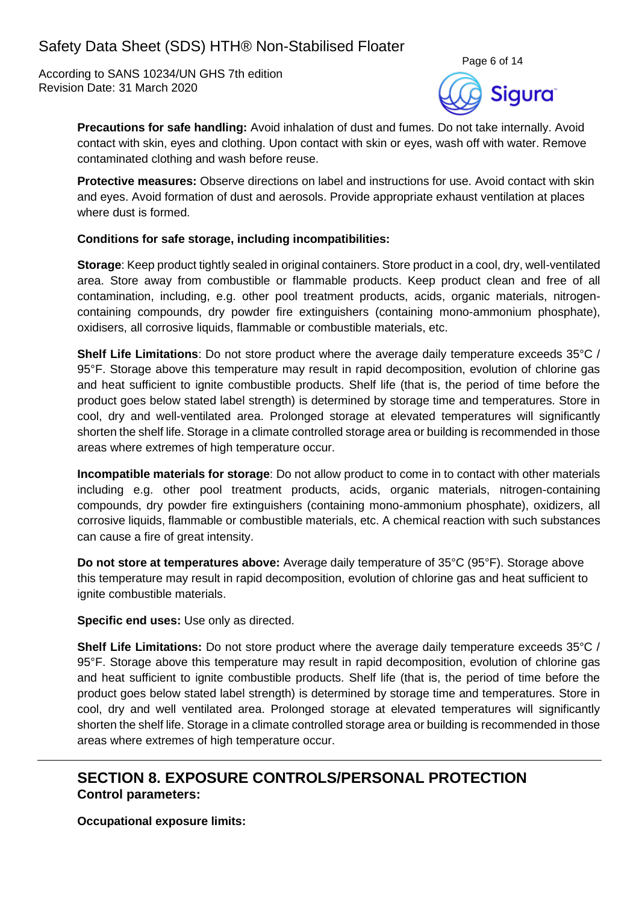**Precautions for safe handling:** Avoid inhalation of dust and fumes. Do not take internally. Avoid contact with skin, eyes and clothing. Upon contact with skin or eyes, wash off with water. Remove contaminated clothing and wash before reuse.

**Protective measures:** Observe directions on label and instructions for use. Avoid contact with skin and eyes. Avoid formation of dust and aerosols. Provide appropriate exhaust ventilation at places where dust is formed.

**Conditions for safe storage, including incompatibilities:**

**Storage**: Keep product tightly sealed in original containers. Store product in a cool, dry, well-ventilated area. Store away from combustible or flammable products. Keep product clean and free of all contamination, including, e.g. other pool treatment products, acids, organic materials, nitrogen-containing compounds, dry powder fire extinguishers (containing mono-ammonium phosphate), oxidisers, all corrosive liquids, flammable or combustible materials, etc.

**Shelf Life Limitations**: Do not store product where the average daily temperature exceeds 35°C / 95°F. Storage above this temperature may result in rapid decomposition, evolution of chlorine gas and heat sufficient to ignite combustible products. Shelf life (that is, the period of time before the product goes below stated label strength) is determined by storage time and temperatures. Store in cool, dry and well-ventilated area. Prolonged storage at elevated temperatures will significantly shorten the shelf life. Storage in a climate controlled storage area or building is recommended in those areas where extremes of high temperature occur.

**Incompatible materials for storage**: Do not allow product to come in to contact with other materials including e.g. other pool treatment products, acids, organic materials, nitrogen-containing compounds, dry powder fire extinguishers (containing mono-ammonium phosphate), oxidizers, all corrosive liquids, flammable or combustible materials, etc. A chemical reaction with such substances can cause a fire of great intensity.

**Do not store at temperatures above:** Average daily temperature of 35°C (95°F). Storage above this temperature may result in rapid decomposition, evolution of chlorine gas and heat sufficient to ignite combustible materials.

**Specific end uses:** Use only as directed.

**Shelf Life Limitations:** Do not store product where the average daily temperature exceeds 35°C / 95°F. Storage above this temperature may result in rapid decomposition, evolution of chlorine gas and heat sufficient to ignite combustible products. Shelf life (that is, the period of time before the product goes below stated label strength) is determined by storage time and temperatures. Store in cool, dry and well ventilated area. Prolonged storage at elevated temperatures will significantly shorten the shelf life. Storage in a climate controlled storage area or building is recommended in those areas where extremes of high temperature occur.

## SECTION 8. EXPOSURE CONTROLS/PERSONAL PROTECTION

**Control parameters:**

**Occupational exposure limits:**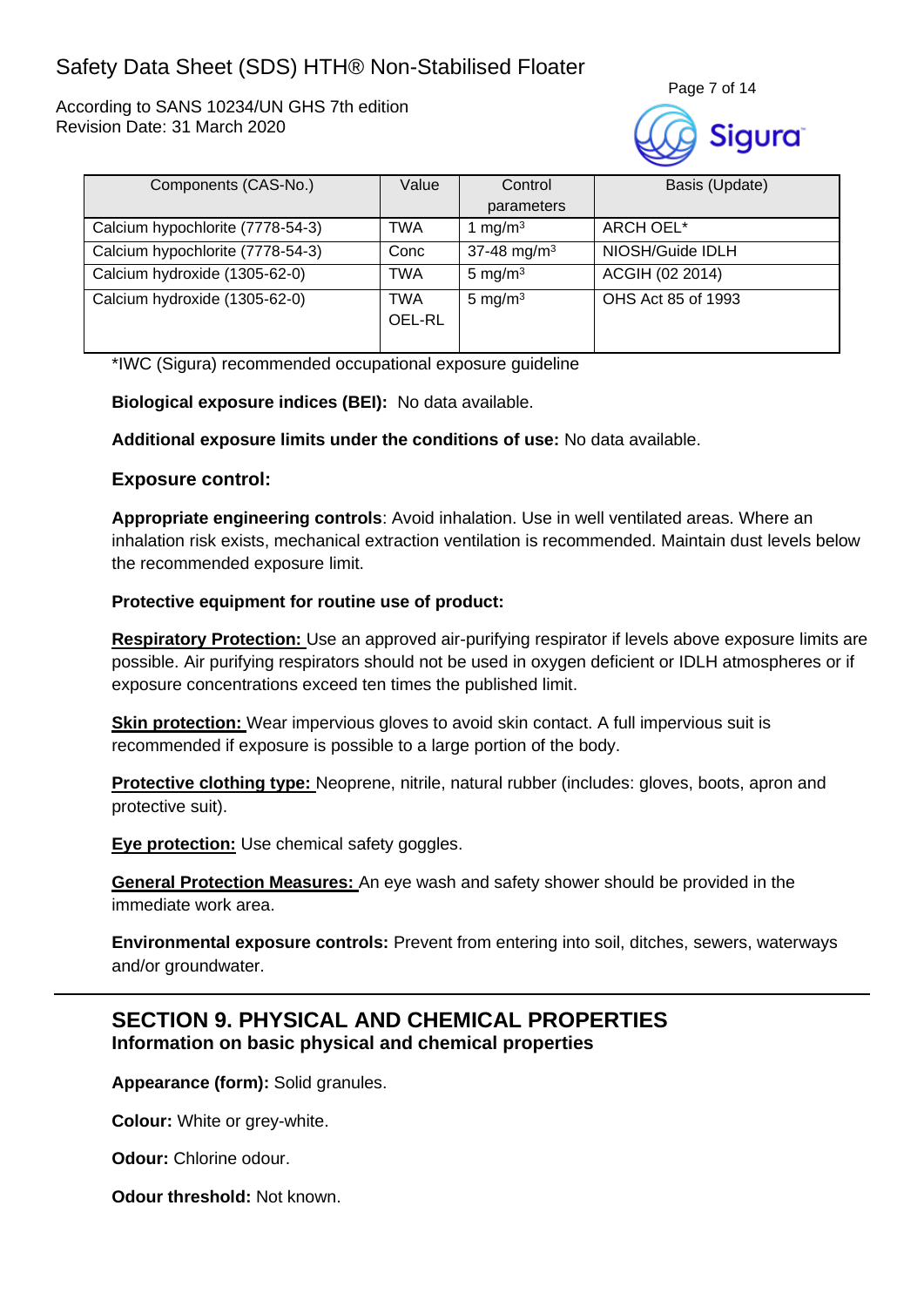| Components (CAS-No.) | Value | Control parameters | Basis (Update) |
|---|---|---|---|
| Calcium hypochlorite (7778-54-3) | TWA | 1 $mg/m^3$ | ARCH OEL* |
| Calcium hypochlorite (7778-54-3) | Conc | 37-48 $mg/m^3$ | NIOSH/Guide IDLH |
| Calcium hydroxide (1305-62-0) | TWA | 5 $mg/m^3$ | ACGIH (02 2014) |
| Calcium hydroxide (1305-62-0) | TWA OEL-RL | 5 $mg/m^3$ | OHS Act 85 of 1993 |

*IWC (Sigura) recommended occupational exposure guideline

**Biological exposure indices (BEI):** No data available.

**Additional exposure limits under the conditions of use:** No data available.

### Exposure control:

**Appropriate engineering controls**: Avoid inhalation. Use in well ventilated areas. Where an inhalation risk exists, mechanical extraction ventilation is recommended. Maintain dust levels below the recommended exposure limit.

**Protective equipment for routine use of product:**

**Respiratory Protection:** Use an approved air-purifying respirator if levels above exposure limits are possible. Air purifying respirators should not be used in oxygen deficient or IDLH atmospheres or if exposure concentrations exceed ten times the published limit.

**Skin protection:** Wear impervious gloves to avoid skin contact. A full impervious suit is recommended if exposure is possible to a large portion of the body.

**Protective clothing type:** Neoprene, nitrile, natural rubber (includes: gloves, boots, apron and protective suit).

**Eye protection:** Use chemical safety goggles.

**General Protection Measures:** An eye wash and safety shower should be provided in the immediate work area.

**Environmental exposure controls:** Prevent from entering into soil, ditches, sewers, waterways and/or groundwater.

## SECTION 9. PHYSICAL AND CHEMICAL PROPERTIES

### Information on basic physical and chemical properties

**Appearance (form):** Solid granules.

**Colour:** White or grey-white.

**Odour:** Chlorine odour.

**Odour threshold:** Not known.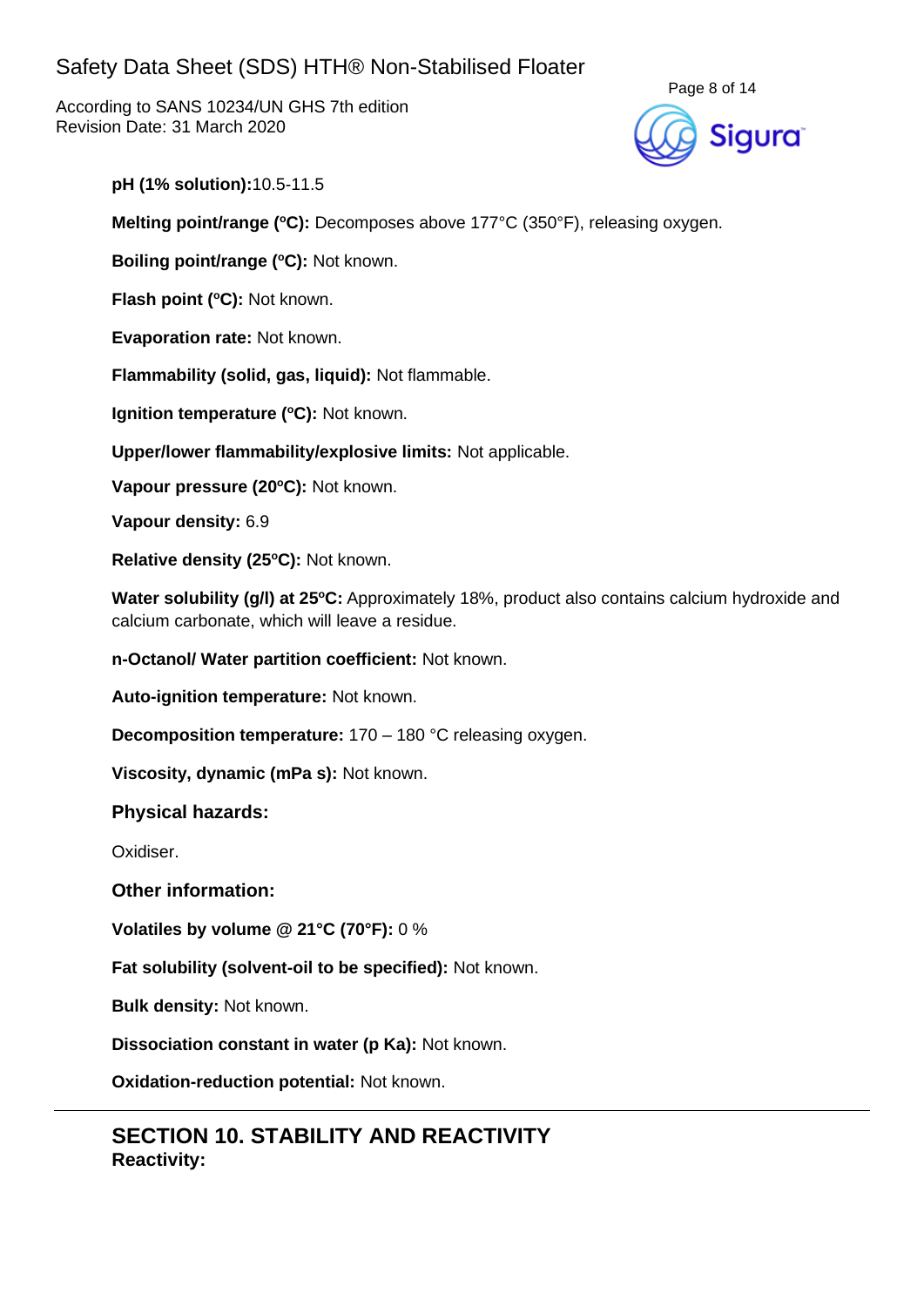**pH (1% solution):**10.5-11.5

**Melting point/range (ºC):** Decomposes above 177°C (350°F), releasing oxygen.

**Boiling point/range (ºC):** Not known.

**Flash point (ºC):** Not known.

**Evaporation rate:** Not known.

**Flammability (solid, gas, liquid):** Not flammable.

**Ignition temperature (ºC):** Not known.

**Upper/lower flammability/explosive limits:** Not applicable.

**Vapour pressure (20ºC):** Not known.

**Vapour density:** 6.9

**Relative density (25ºC):** Not known.

**Water solubility (g/l) at 25ºC:** Approximately 18%, product also contains calcium hydroxide and calcium carbonate, which will leave a residue.

**n-Octanol/ Water partition coefficient:** Not known.

**Auto-ignition temperature:** Not known.

**Decomposition temperature:** 170 – 180 °C releasing oxygen.

**Viscosity, dynamic (mPa s):** Not known.

### Physical hazards:

Oxidiser.

### Other information:

**Volatiles by volume @ 21°C (70°F):** 0 %

**Fat solubility (solvent-oil to be specified):** Not known.

**Bulk density:** Not known.

**Dissociation constant in water (p Ka):** Not known.

**Oxidation-reduction potential:** Not known.

---

## SECTION 10. STABILITY AND REACTIVITY

**Reactivity:**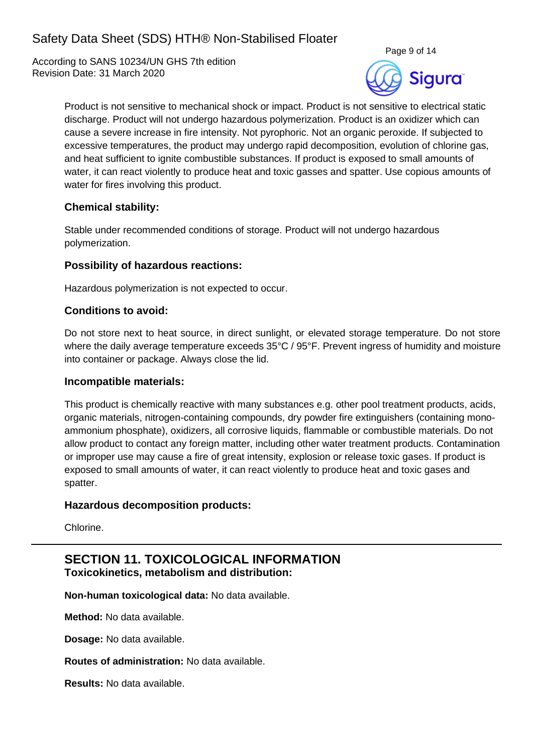Product is not sensitive to mechanical shock or impact. Product is not sensitive to electrical static discharge. Product will not undergo hazardous polymerization. Product is an oxidizer which can cause a severe increase in fire intensity. Not pyrophoric. Not an organic peroxide. If subjected to excessive temperatures, the product may undergo rapid decomposition, evolution of chlorine gas, and heat sufficient to ignite combustible substances. If product is exposed to small amounts of water, it can react violently to produce heat and toxic gasses and spatter. Use copious amounts of water for fires involving this product.

### Chemical stability:

Stable under recommended conditions of storage. Product will not undergo hazardous polymerization.

### Possibility of hazardous reactions:

Hazardous polymerization is not expected to occur.

### Conditions to avoid:

Do not store next to heat source, in direct sunlight, or elevated storage temperature. Do not store where the daily average temperature exceeds 35°C / 95°F. Prevent ingress of humidity and moisture into container or package. Always close the lid.

### Incompatible materials:

This product is chemically reactive with many substances e.g. other pool treatment products, acids, organic materials, nitrogen-containing compounds, dry powder fire extinguishers (containing mono-ammonium phosphate), oxidizers, all corrosive liquids, flammable or combustible materials. Do not allow product to contact any foreign matter, including other water treatment products. Contamination or improper use may cause a fire of great intensity, explosion or release toxic gases. If product is exposed to small amounts of water, it can react violently to produce heat and toxic gases and spatter.

### Hazardous decomposition products:

Chlorine.

---

## SECTION 11. TOXICOLOGICAL INFORMATION

### Toxicokinetics, metabolism and distribution:

**Non-human toxicological data:** No data available.

**Method:** No data available.

**Dosage:** No data available.

**Routes of administration:** No data available.

**Results:** No data available.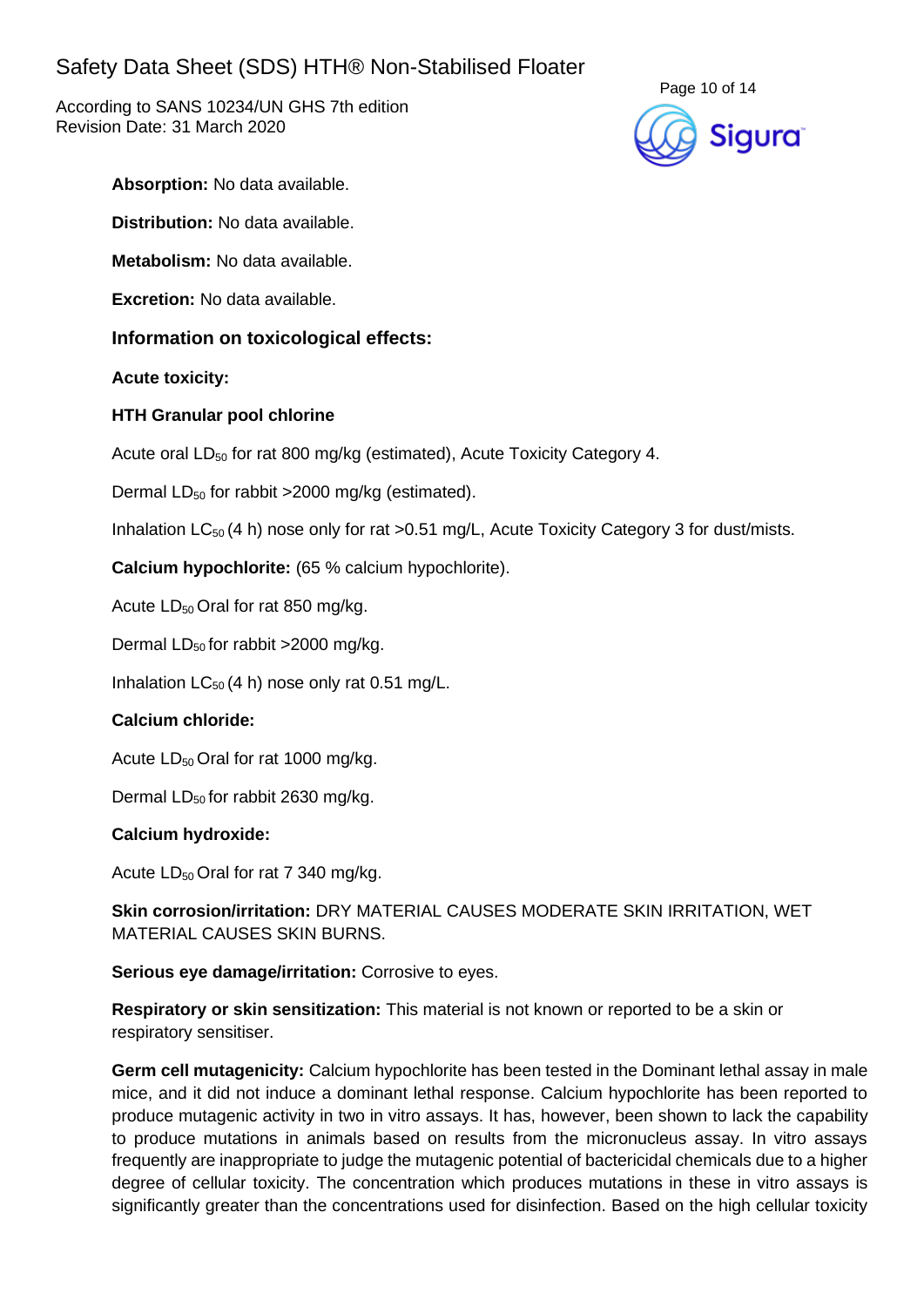**Absorption:** No data available.

**Distribution:** No data available.

**Metabolism:** No data available.

**Excretion:** No data available.

### Information on toxicological effects:

**Acute toxicity:**

**HTH Granular pool chlorine**

Acute oral $LD_{50}$ for rat 800 mg/kg (estimated), Acute Toxicity Category 4.

Dermal $LD_{50}$ for rabbit >2000 mg/kg (estimated).

Inhalation $LC_{50}$ (4 h) nose only for rat >0.51 mg/L, Acute Toxicity Category 3 for dust/mists.

**Calcium hypochlorite:** (65 % calcium hypochlorite).

Acute $LD_{50}$ Oral for rat 850 mg/kg.

Dermal $LD_{50}$ for rabbit >2000 mg/kg.

Inhalation $LC_{50}$ (4 h) nose only rat 0.51 mg/L.

**Calcium chloride:**

Acute $LD_{50}$ Oral for rat 1000 mg/kg.

Dermal $LD_{50}$ for rabbit 2630 mg/kg.

**Calcium hydroxide:**

Acute $LD_{50}$ Oral for rat 7 340 mg/kg.

**Skin corrosion/irritation:** DRY MATERIAL CAUSES MODERATE SKIN IRRITATION, WET MATERIAL CAUSES SKIN BURNS.

**Serious eye damage/irritation:** Corrosive to eyes.

**Respiratory or skin sensitization:** This material is not known or reported to be a skin or respiratory sensitiser.

**Germ cell mutagenicity:** Calcium hypochlorite has been tested in the Dominant lethal assay in male mice, and it did not induce a dominant lethal response. Calcium hypochlorite has been reported to produce mutagenic activity in two in vitro assays. It has, however, been shown to lack the capability to produce mutations in animals based on results from the micronucleus assay. In vitro assays frequently are inappropriate to judge the mutagenic potential of bactericidal chemicals due to a higher degree of cellular toxicity. The concentration which produces mutations in these in vitro assays is significantly greater than the concentrations used for disinfection. Based on the high cellular toxicity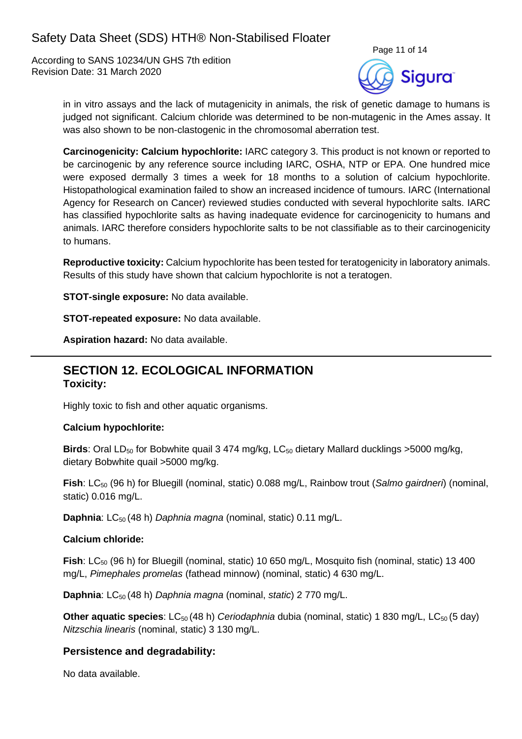in in vitro assays and the lack of mutagenicity in animals, the risk of genetic damage to humans is judged not significant. Calcium chloride was determined to be non-mutagenic in the Ames assay. It was also shown to be non-clastogenic in the chromosomal aberration test.

**Carcinogenicity: Calcium hypochlorite:** IARC category 3. This product is not known or reported to be carcinogenic by any reference source including IARC, OSHA, NTP or EPA. One hundred mice were exposed dermally 3 times a week for 18 months to a solution of calcium hypochlorite. Histopathological examination failed to show an increased incidence of tumours. IARC (International Agency for Research on Cancer) reviewed studies conducted with several hypochlorite salts. IARC has classified hypochlorite salts as having inadequate evidence for carcinogenicity to humans and animals. IARC therefore considers hypochlorite salts to be not classifiable as to their carcinogenicity to humans.

**Reproductive toxicity:** Calcium hypochlorite has been tested for teratogenicity in laboratory animals. Results of this study have shown that calcium hypochlorite is not a teratogen.

**STOT-single exposure:** No data available.

**STOT-repeated exposure:** No data available.

**Aspiration hazard:** No data available.

## SECTION 12. ECOLOGICAL INFORMATION

### Toxicity:

Highly toxic to fish and other aquatic organisms.

**Calcium hypochlorite:**

**Birds**: Oral $LD_{50}$ for Bobwhite quail 3 474 mg/kg, $LC_{50}$ dietary Mallard ducklings >5000 mg/kg, dietary Bobwhite quail >5000 mg/kg.

**Fish**: $LC_{50}$ (96 h) for Bluegill (nominal, static) 0.088 mg/L, Rainbow trout (*Salmo gairdneri*) (nominal, static) 0.016 mg/L.

**Daphnia**: $LC_{50}$ (48 h) *Daphnia magna* (nominal, static) 0.11 mg/L.

**Calcium chloride:**

**Fish**: $LC_{50}$ (96 h) for Bluegill (nominal, static) 10 650 mg/L, Mosquito fish (nominal, static) 13 400 mg/L, *Pimephales promelas* (fathead minnow) (nominal, static) 4 630 mg/L.

**Daphnia**: $LC_{50}$ (48 h) *Daphnia magna* (nominal, *static*) 2 770 mg/L.

**Other aquatic species**: $LC_{50}$ (48 h) *Ceriodaphnia* dubia (nominal, static) 1 830 mg/L, $LC_{50}$ (5 day) *Nitzschia linearis* (nominal, static) 3 130 mg/L.

### Persistence and degradability:

No data available.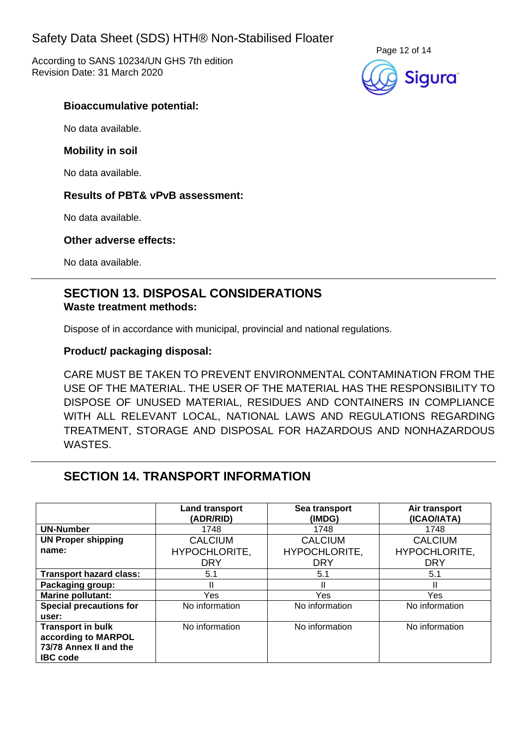### Bioaccumulative potential:

No data available.

### Mobility in soil

No data available.

### Results of PBT& vPvB assessment:

No data available.

### Other adverse effects:

No data available.

## SECTION 13. DISPOSAL CONSIDERATIONS

### Waste treatment methods:

Dispose of in accordance with municipal, provincial and national regulations.

### Product/ packaging disposal:

CARE MUST BE TAKEN TO PREVENT ENVIRONMENTAL CONTAMINATION FROM THE USE OF THE MATERIAL. THE USER OF THE MATERIAL HAS THE RESPONSIBILITY TO DISPOSE OF UNUSED MATERIAL, RESIDUES AND CONTAINERS IN COMPLIANCE WITH ALL RELEVANT LOCAL, NATIONAL LAWS AND REGULATIONS REGARDING TREATMENT, STORAGE AND DISPOSAL FOR HAZARDOUS AND NONHAZARDOUS WASTES.

## SECTION 14. TRANSPORT INFORMATION

| | Land transport (ADR/RID) | Sea transport (IMDG) | Air transport (ICAO/IATA) |
|---|---|---|---|
| **UN-Number** | 1748 | 1748 | 1748 |
| **UN Proper shipping name:** | CALCIUM HYPOCHLORITE, DRY | CALCIUM HYPOCHLORITE, DRY | CALCIUM HYPOCHLORITE, DRY |
| **Transport hazard class:** | 5.1 | 5.1 | 5.1 |
| **Packaging group:** | II | II | II |
| **Marine pollutant:** | Yes | Yes | Yes |
| **Special precautions for user:** | No information | No information | No information |
| **Transport in bulk according to MARPOL 73/78 Annex II and the IBC code** | No information | No information | No information |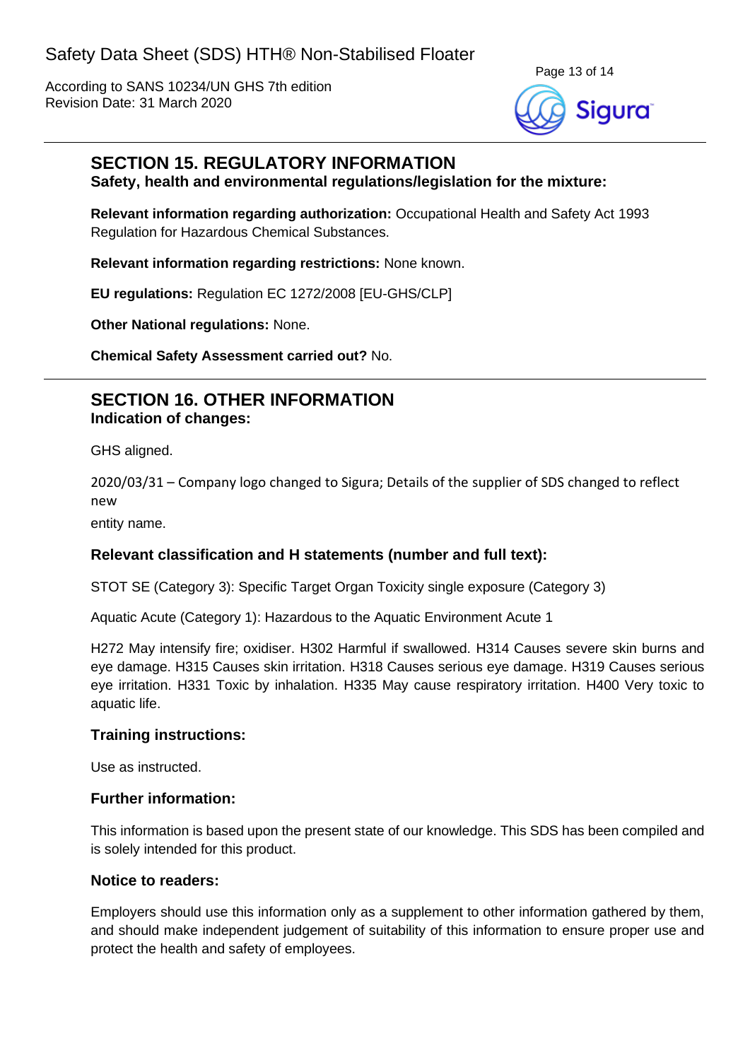## SECTION 15. REGULATORY INFORMATION

**Safety, health and environmental regulations/legislation for the mixture:**

**Relevant information regarding authorization:** Occupational Health and Safety Act 1993 Regulation for Hazardous Chemical Substances.

**Relevant information regarding restrictions:** None known.

**EU regulations:** Regulation EC 1272/2008 [EU-GHS/CLP]

**Other National regulations:** None.

**Chemical Safety Assessment carried out?** No.

## SECTION 16. OTHER INFORMATION

**Indication of changes:**

GHS aligned.

2020/03/31 – Company logo changed to Sigura; Details of the supplier of SDS changed to reflect new
entity name.

### Relevant classification and H statements (number and full text):

STOT SE (Category 3): Specific Target Organ Toxicity single exposure (Category 3)

Aquatic Acute (Category 1): Hazardous to the Aquatic Environment Acute 1

H272 May intensify fire; oxidiser. H302 Harmful if swallowed. H314 Causes severe skin burns and eye damage. H315 Causes skin irritation. H318 Causes serious eye damage. H319 Causes serious eye irritation. H331 Toxic by inhalation. H335 May cause respiratory irritation. H400 Very toxic to aquatic life.

### Training instructions:

Use as instructed.

### Further information:

This information is based upon the present state of our knowledge. This SDS has been compiled and is solely intended for this product.

### Notice to readers:

Employers should use this information only as a supplement to other information gathered by them, and should make independent judgement of suitability of this information to ensure proper use and protect the health and safety of employees.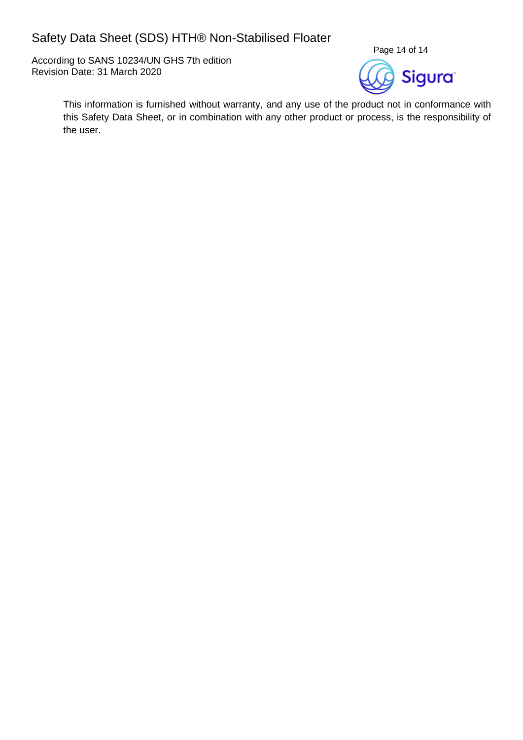This information is furnished without warranty, and any use of the product not in conformance with this Safety Data Sheet, or in combination with any other product or process, is the responsibility of the user.